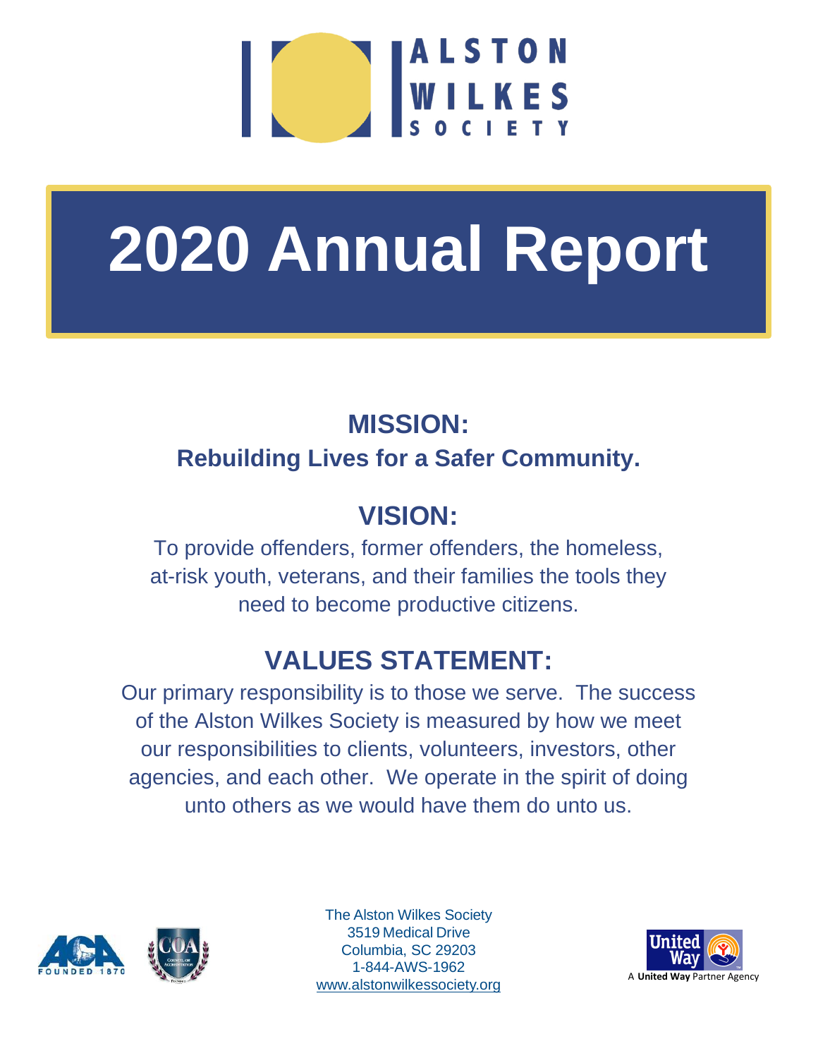ALSTON WILKES SOCIETY

# 2020 Annual Report

## MISSION:

**Rebuilding Lives for a Safer Community.**

## VISION:

To provide offenders, former offenders, the homeless, at-risk youth, veterans, and their families the tools they need to become productive citizens.

## VALUES STATEMENT:

Our primary responsibility is to those we serve. The success of the Alston Wilkes Society is measured by how we meet our responsibilities to clients, volunteers, investors, other agencies, and each other. We operate in the spirit of doing unto others as we would have them do unto us.

ACA FOUNDED 1870

COA

The Alston Wilkes Society
3519 Medical Drive
Columbia, SC 29203
1-844-AWS-1962
www.alstonwilkessociety.org

United Way
A **United Way** Partner Agency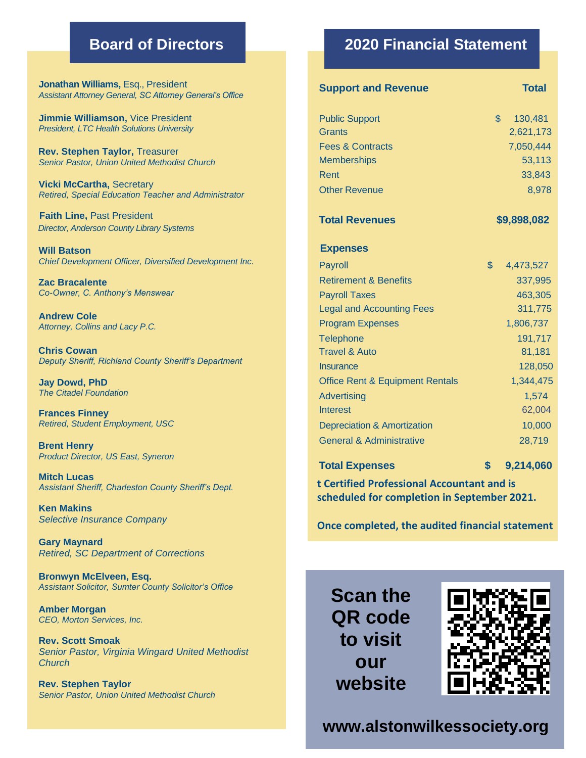## Board of Directors

**Jonathan Williams,** Esq., President
*Assistant Attorney General, SC Attorney General's Office*

**Jimmie Williamson,** Vice President
*President, LTC Health Solutions University*

**Rev. Stephen Taylor,** Treasurer
*Senior Pastor, Union United Methodist Church*

**Vicki McCartha,** Secretary
*Retired, Special Education Teacher and Administrator*

**Faith Line,** Past President
*Director, Anderson County Library Systems*

**Will Batson**
*Chief Development Officer, Diversified Development Inc.*

**Zac Bracalente**
*Co-Owner, C. Anthony's Menswear*

**Andrew Cole**
*Attorney, Collins and Lacy P.C.*

**Chris Cowan**
*Deputy Sheriff, Richland County Sheriff's Department*

**Jay Dowd, PhD**
*The Citadel Foundation*

**Frances Finney**
*Retired, Student Employment, USC*

**Brent Henry**
*Product Director, US East, Syneron*

**Mitch Lucas**
*Assistant Sheriff, Charleston County Sheriff's Dept.*

**Ken Makins**
*Selective Insurance Company*

**Gary Maynard**
*Retired, SC Department of Corrections*

**Bronwyn McElveen, Esq.**
*Assistant Solicitor, Sumter County Solicitor's Office*

**Amber Morgan**
*CEO, Morton Services, Inc.*

**Rev. Scott Smoak**
*Senior Pastor, Virginia Wingard United Methodist Church*

**Rev. Stephen Taylor**
*Senior Pastor, Union United Methodist Church*

## 2020 Financial Statement

| **Support and Revenue** | **Total** |
|---|---|
| Public Support | $ 130,481 |
| Grants | 2,621,173 |
| Fees & Contracts | 7,050,444 |
| Memberships | 53,113 |
| Rent | 33,843 |
| Other Revenue | 8,978 |
| **Total Revenues** | **$9,898,082** |
| **Expenses** | |
| Payroll | $ 4,473,527 |
| Retirement & Benefits | 337,995 |
| Payroll Taxes | 463,305 |
| Legal and Accounting Fees | 311,775 |
| Program Expenses | 1,806,737 |
| Telephone | 191,717 |
| Travel & Auto | 81,181 |
| Insurance | 128,050 |
| Office Rent & Equipment Rentals | 1,344,475 |
| Advertising | 1,574 |
| Interest | 62,004 |
| Depreciation & Amortization | 10,000 |
| General & Administrative | 28,719 |
| **Total Expenses** | **$ 9,214,060** |

**t Certified Professional Accountant and is scheduled for completion in September 2021.**

**Once completed, the audited financial statement**

**Scan the QR code to visit our website**

**www.alstonwilkessociety.org**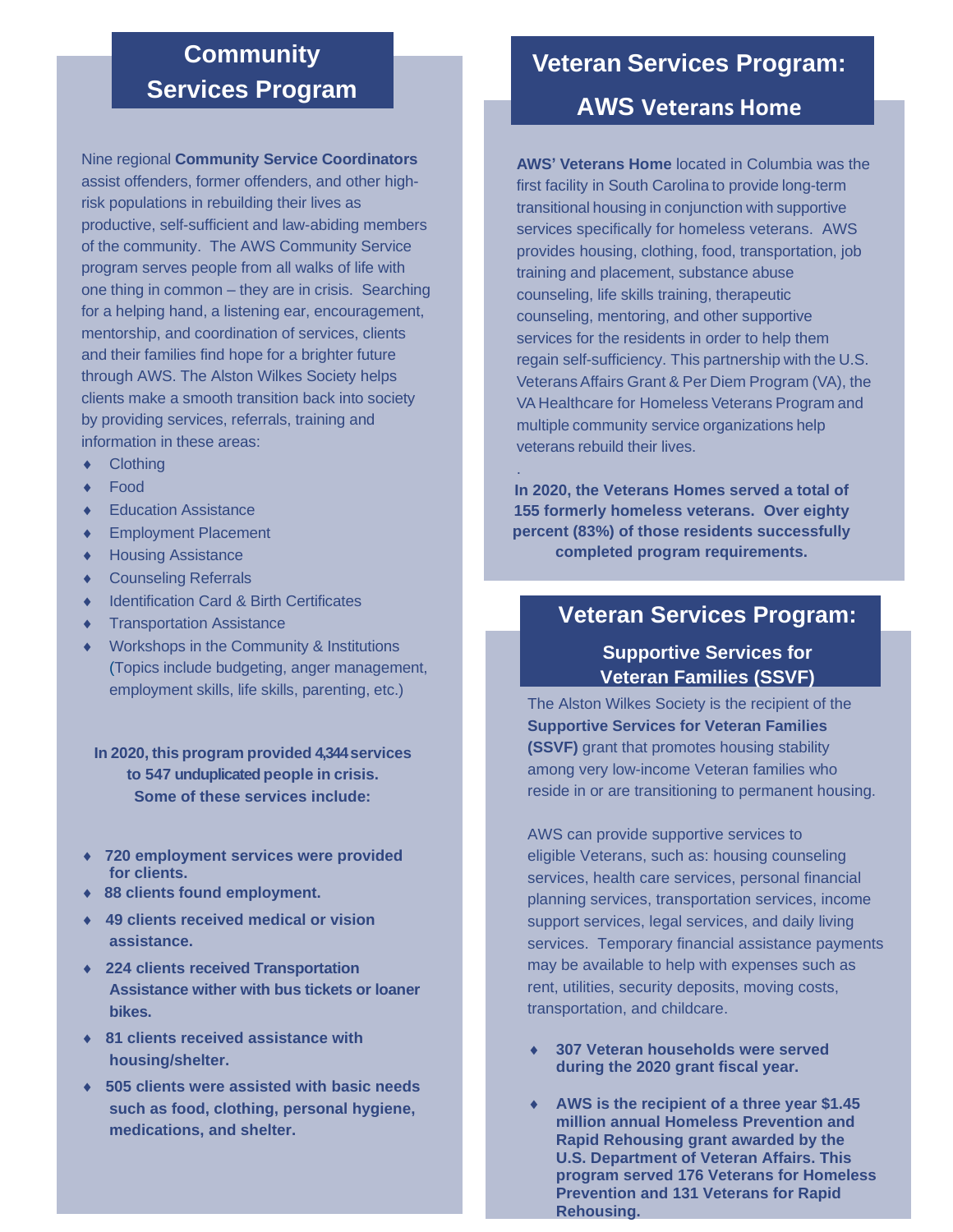## Community Services Program

Nine regional **Community Service Coordinators** assist offenders, former offenders, and other high-risk populations in rebuilding their lives as productive, self-sufficient and law-abiding members of the community. The AWS Community Service program serves people from all walks of life with one thing in common – they are in crisis. Searching for a helping hand, a listening ear, encouragement, mentorship, and coordination of services, clients and their families find hope for a brighter future through AWS. The Alston Wilkes Society helps clients make a smooth transition back into society by providing services, referrals, training and information in these areas:

- Clothing
- Food
- Education Assistance
- Employment Placement
- Housing Assistance
- Counseling Referrals
- Identification Card & Birth Certificates
- Transportation Assistance
- Workshops in the Community & Institutions (Topics include budgeting, anger management, employment skills, life skills, parenting, etc.)

**In 2020, this program provided 4,344 services to 547 unduplicated people in crisis. Some of these services include:**

- **720 employment services were provided for clients.**
- **88 clients found employment.**
- **49 clients received medical or vision assistance.**
- **224 clients received Transportation Assistance wither with bus tickets or loaner bikes.**
- **81 clients received assistance with housing/shelter.**
- **505 clients were assisted with basic needs such as food, clothing, personal hygiene, medications, and shelter.**

## Veteran Services Program: AWS Veterans Home

**AWS' Veterans Home** located in Columbia was the first facility in South Carolina to provide long-term transitional housing in conjunction with supportive services specifically for homeless veterans. AWS provides housing, clothing, food, transportation, job training and placement, substance abuse counseling, life skills training, therapeutic counseling, mentoring, and other supportive services for the residents in order to help them regain self-sufficiency. This partnership with the U.S. Veterans Affairs Grant & Per Diem Program (VA), the VA Healthcare for Homeless Veterans Program and multiple community service organizations help veterans rebuild their lives.

**In 2020, the Veterans Homes served a total of 155 formerly homeless veterans. Over eighty percent (83%) of those residents successfully completed program requirements.**

## Veteran Services Program: Supportive Services for Veteran Families (SSVF)

The Alston Wilkes Society is the recipient of the **Supportive Services for Veteran Families (SSVF)** grant that promotes housing stability among very low-income Veteran families who reside in or are transitioning to permanent housing.

AWS can provide supportive services to eligible Veterans, such as: housing counseling services, health care services, personal financial planning services, transportation services, income support services, legal services, and daily living services. Temporary financial assistance payments may be available to help with expenses such as rent, utilities, security deposits, moving costs, transportation, and childcare.

- **307 Veteran households were served during the 2020 grant fiscal year.**
- **AWS is the recipient of a three year $1.45 million annual Homeless Prevention and Rapid Rehousing grant awarded by the U.S. Department of Veteran Affairs. This program served 176 Veterans for Homeless Prevention and 131 Veterans for Rapid Rehousing.**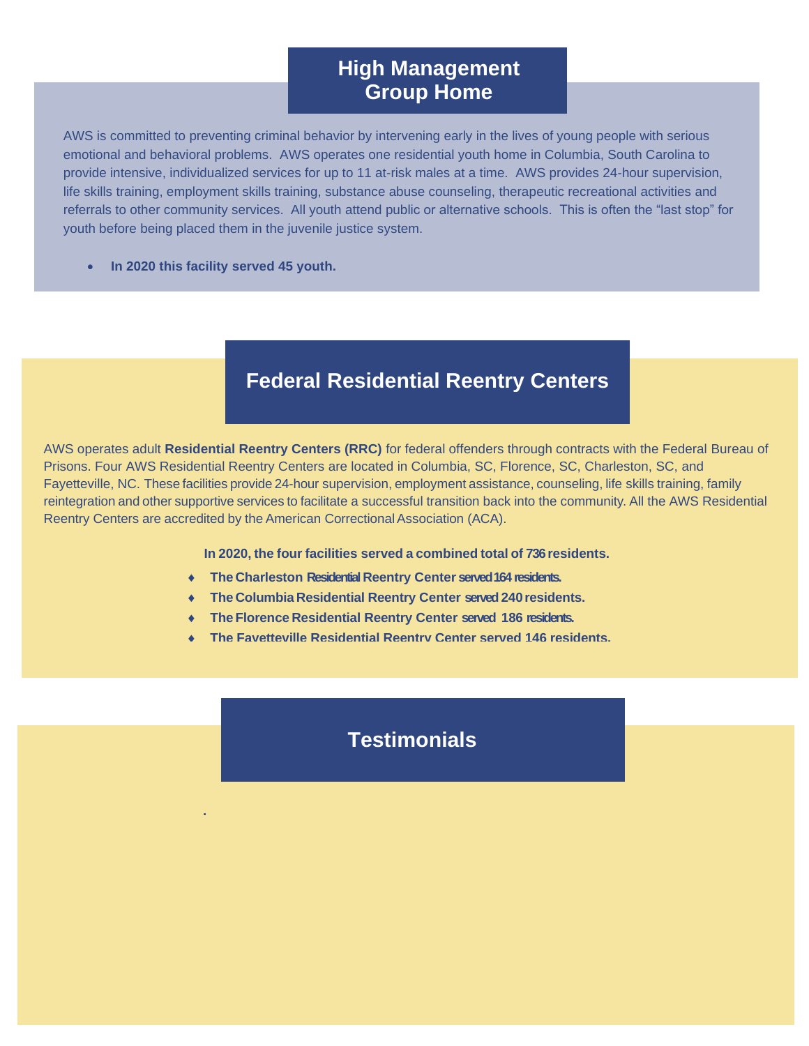## High Management Group Home

AWS is committed to preventing criminal behavior by intervening early in the lives of young people with serious emotional and behavioral problems. AWS operates one residential youth home in Columbia, South Carolina to provide intensive, individualized services for up to 11 at-risk males at a time. AWS provides 24-hour supervision, life skills training, employment skills training, substance abuse counseling, therapeutic recreational activities and referrals to other community services. All youth attend public or alternative schools. This is often the "last stop" for youth before being placed them in the juvenile justice system.

- **In 2020 this facility served 45 youth.**

## Federal Residential Reentry Centers

AWS operates adult **Residential Reentry Centers (RRC)** for federal offenders through contracts with the Federal Bureau of Prisons. Four AWS Residential Reentry Centers are located in Columbia, SC, Florence, SC, Charleston, SC, and Fayetteville, NC. These facilities provide 24-hour supervision, employment assistance, counseling, life skills training, family reintegration and other supportive services to facilitate a successful transition back into the community. All the AWS Residential Reentry Centers are accredited by the American Correctional Association (ACA).

**In 2020, the four facilities served a combined total of 736 residents.**

- **The Charleston Residential Reentry Center served 164 residents.**
- **The Columbia Residential Reentry Center served 240 residents.**
- **The Florence Residential Reentry Center served 186 residents.**
- **The Fayetteville Residential Reentry Center served 146 residents.**

## Testimonials

.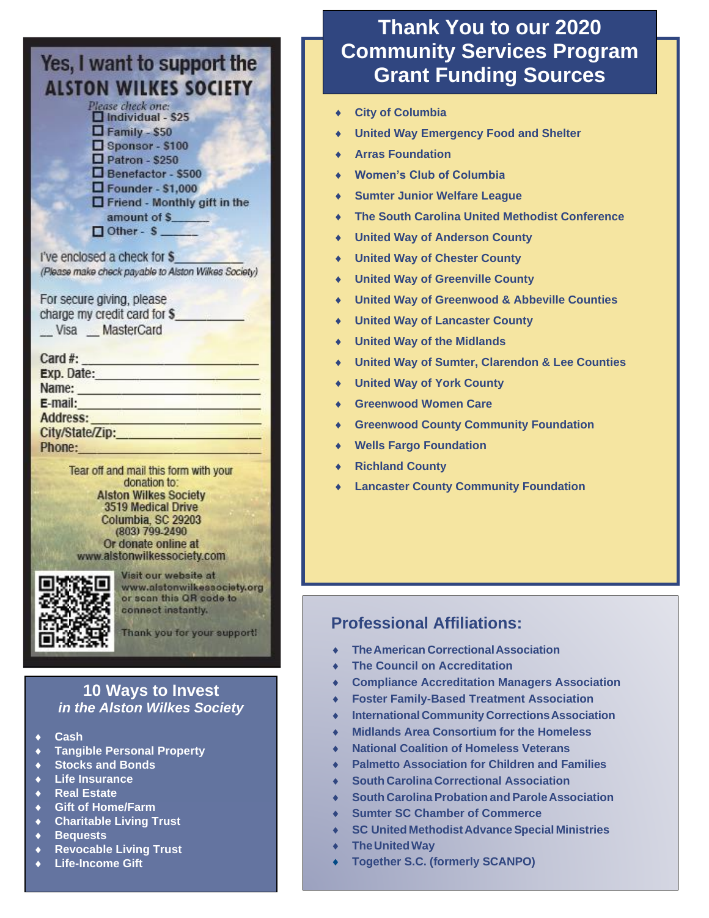## Yes, I want to support the ALSTON WILKES SOCIETY

*Please check one:*

- ☐ Individual - $25
- ☐ Family - $50
- ☐ Sponsor - $100
- ☐ Patron - $250
- ☐ Benefactor - $500
- ☐ Founder - $1,000
- ☐ Friend - Monthly gift in the amount of $______
- ☐ Other - $ ______

I've enclosed a check for $__________
*(Please make check payable to Alston Wilkes Society)*

For secure giving, please charge my credit card for $__________
__ Visa __ MasterCard

Card #: ______________________
Exp. Date: ______________________
Name: ______________________
E-mail: ______________________
Address: ______________________
City/State/Zip: ______________________
Phone: ______________________

Tear off and mail this form with your donation to:
Alston Wilkes Society
3519 Medical Drive
Columbia, SC 29203
(803) 799-2490
Or donate online at
www.alstonwilkessociety.com

Visit our website at www.alstonwilkessociety.org or scan this QR code to connect instantly.

Thank you for your support!

## 10 Ways to Invest *in the Alston Wilkes Society*

- Cash
- Tangible Personal Property
- Stocks and Bonds
- Life Insurance
- Real Estate
- Gift of Home/Farm
- Charitable Living Trust
- Bequests
- Revocable Living Trust
- Life-Income Gift

## Thank You to our 2020 Community Services Program Grant Funding Sources

- City of Columbia
- United Way Emergency Food and Shelter
- Arras Foundation
- Women's Club of Columbia
- Sumter Junior Welfare League
- The South Carolina United Methodist Conference
- United Way of Anderson County
- United Way of Chester County
- United Way of Greenville County
- United Way of Greenwood & Abbeville Counties
- United Way of Lancaster County
- United Way of the Midlands
- United Way of Sumter, Clarendon & Lee Counties
- United Way of York County
- Greenwood Women Care
- Greenwood County Community Foundation
- Wells Fargo Foundation
- Richland County
- Lancaster County Community Foundation

## Professional Affiliations:

- The American Correctional Association
- The Council on Accreditation
- Compliance Accreditation Managers Association
- Foster Family-Based Treatment Association
- International Community Corrections Association
- Midlands Area Consortium for the Homeless
- National Coalition of Homeless Veterans
- Palmetto Association for Children and Families
- South Carolina Correctional Association
- South Carolina Probation and Parole Association
- Sumter SC Chamber of Commerce
- SC United Methodist Advance Special Ministries
- The United Way
- Together S.C. (formerly SCANPO)